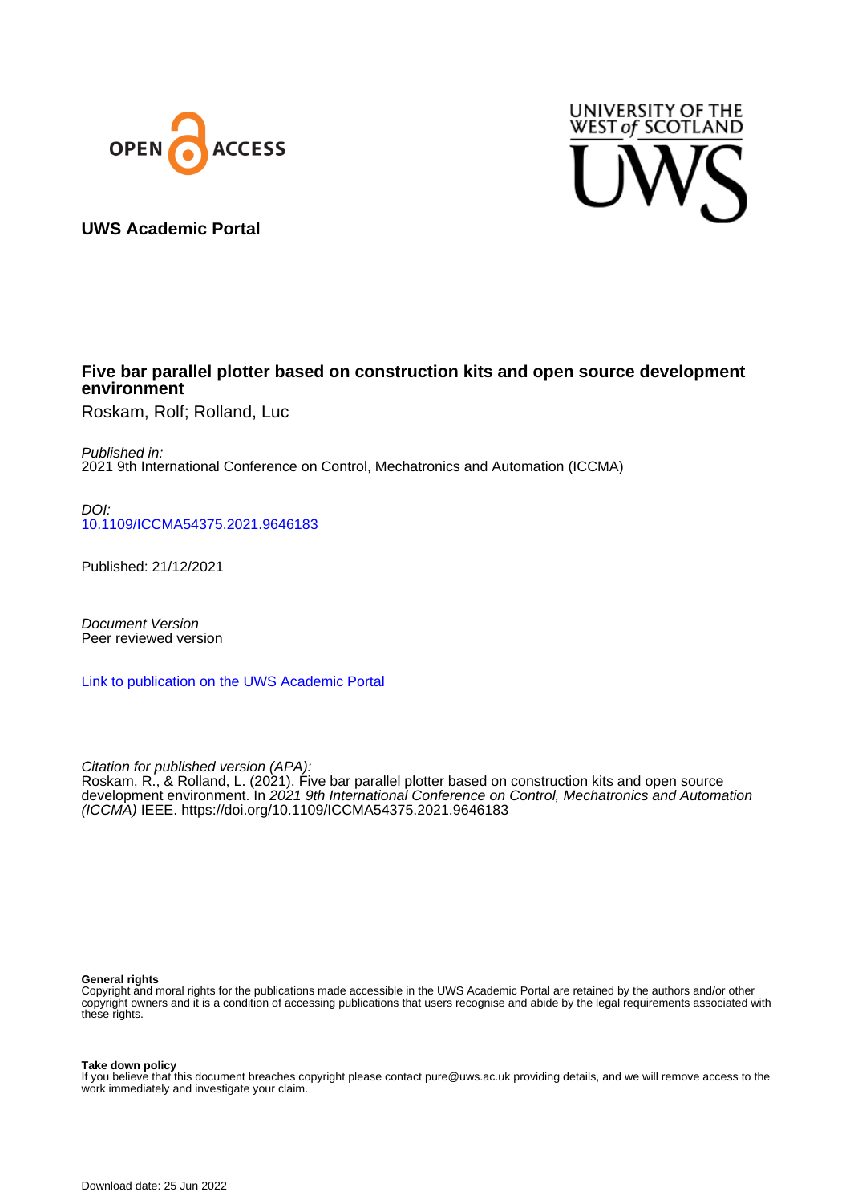OPEN ACCESS

UNIVERSITY OF THE WEST of SCOTLAND

UWS

**UWS Academic Portal**

# Five bar parallel plotter based on construction kits and open source development environment

Roskam, Rolf; Rolland, Luc

*Published in:*
2021 9th International Conference on Control, Mechatronics and Automation (ICCMA)

*DOI:*
10.1109/ICCMA54375.2021.9646183

Published: 21/12/2021

*Document Version*
Peer reviewed version

Link to publication on the UWS Academic Portal

*Citation for published version (APA):*
Roskam, R., & Rolland, L. (2021). Five bar parallel plotter based on construction kits and open source development environment. In *2021 9th International Conference on Control, Mechatronics and Automation (ICCMA)* IEEE. https://doi.org/10.1109/ICCMA54375.2021.9646183

**General rights**
Copyright and moral rights for the publications made accessible in the UWS Academic Portal are retained by the authors and/or other copyright owners and it is a condition of accessing publications that users recognise and abide by the legal requirements associated with these rights.

**Take down policy**
If you believe that this document breaches copyright please contact pure@uws.ac.uk providing details, and we will remove access to the work immediately and investigate your claim.

Download date: 25 Jun 2022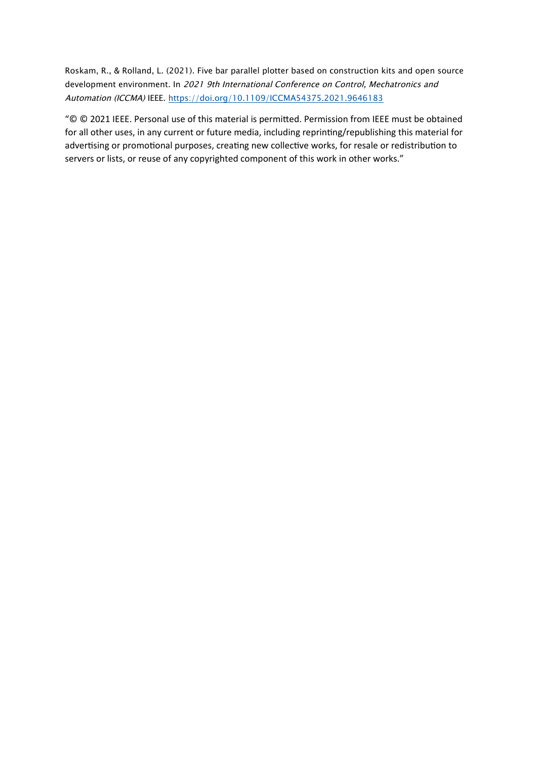Roskam, R., & Rolland, L. (2021). Five bar parallel plotter based on construction kits and open source development environment. In *2021 9th International Conference on Control, Mechatronics and Automation (ICCMA)* IEEE. https://doi.org/10.1109/ICCMA54375.2021.9646183

"© © 2021 IEEE. Personal use of this material is permitted. Permission from IEEE must be obtained for all other uses, in any current or future media, including reprinting/republishing this material for advertising or promotional purposes, creating new collective works, for resale or redistribution to servers or lists, or reuse of any copyrighted component of this work in other works."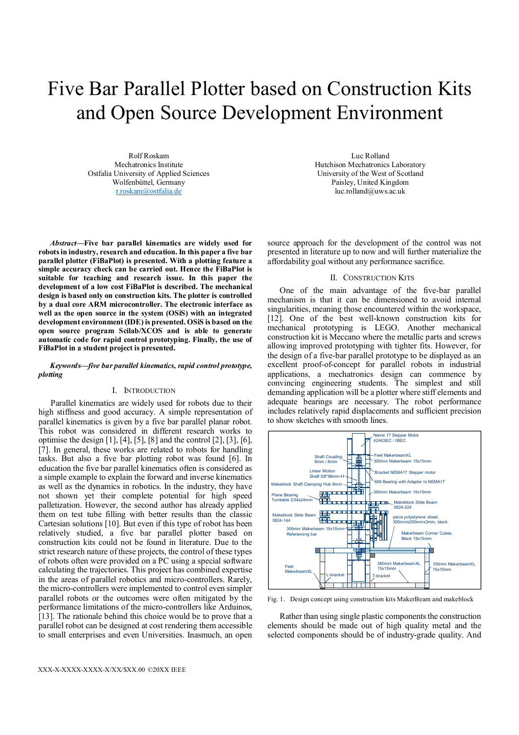# Five Bar Parallel Plotter based on Construction Kits and Open Source Development Environment

Rolf Roskam
Mechatronics Institute
Ostfalia University of Applied Sciences
Wolfenbüttel, Germany
r.roskam@ostfalia.de

Luc Rolland
Hutchison Mechatronics Laboratory
University of the West of Scotland
Paisley, United Kingdom
luc.rolland@uws.ac.uk

***Abstract*—Five bar parallel kinematics are widely used for robots in industry, research and education. In this paper a five bar parallel plotter (FiBaPlot) is presented. With a plotting feature a simple accuracy check can be carried out. Hence the FiBaPlot is suitable for teaching and research issue. In this paper the development of a low cost FiBaPlot is described. The mechanical design is based only on construction kits. The plotter is controlled by a dual core ARM microcontroller. The electronic interface as well as the open source in the system (OSiS) with an integrated development environment (IDE) is presented. OSiS is based on the open source program Scilab/XCOS and is able to generate automatic code for rapid control prototyping. Finally, the use of FiBaPlot in a student project is presented.**

***Keywords—five bar parallel kinematics, rapid control prototype, plotting***

## I. Introduction

Parallel kinematics are widely used for robots due to their high stiffness and good accuracy. A simple representation of parallel kinematics is given by a five bar parallel planar robot. This robot was considered in different research works to optimise the design [1], [4], [5], [8] and the control [2], [3], [6], [7]. In general, these works are related to robots for handling tasks. But also a five bar plotting robot was found [6]. In education the five bar parallel kinematics often is considered as a simple example to explain the forward and inverse kinematics as well as the dynamics in robotics. In the industry, they have not shown yet their complete potential for high speed palletization. However, the second author has already applied them on test tube filling with better results than the classic Cartesian solutions [10]. But even if this type of robot has been relatively studied, a five bar parallel plotter based on construction kits could not be found in literature. Due to the strict research nature of these projects, the control of these types of robots often were provided on a PC using a special software calculating the trajectories. This project has combined expertise in the areas of parallel robotics and micro-controllers. Rarely, the micro-controllers were implemented to control even simpler parallel robots or the outcomes were often mitigated by the performance limitations of the micro-controllers like Arduinos, [13]. The rationale behind this choice would be to prove that a parallel robot can be designed at cost rendering them accessible to small enterprises and even Universities. Inasmuch, an open source approach for the development of the control was not presented in literature up to now and will further materialize the affordability goal without any performance sacrifice.

## II. Construction Kits

One of the main advantage of the five-bar parallel mechanism is that it can be dimensioned to avoid internal singularities, meaning those encountered within the workspace, [12]. One of the best well-known construction kits for mechanical prototyping is LEGO. Another mechanical construction kit is Meccano where the metallic parts and screws allowing improved prototyping with tighter fits. However, for the design of a five-bar parallel prototype to be displayed as an excellent proof-of-concept for parallel robots in industrial applications, a mechatronics design can commence by convincing engineering students. The simplest and still demanding application will be a plotter where stiff elements and adequate bearings are necessary. The robot performance includes relatively rapid displacements and sufficient precision to show sketches with smooth lines.

Fig. 1. Design concept using construction kits MakerBeam and makeblock

Rather than using single plastic components the construction elements should be made out of high quality metal and the selected components should be of industry-grade quality. And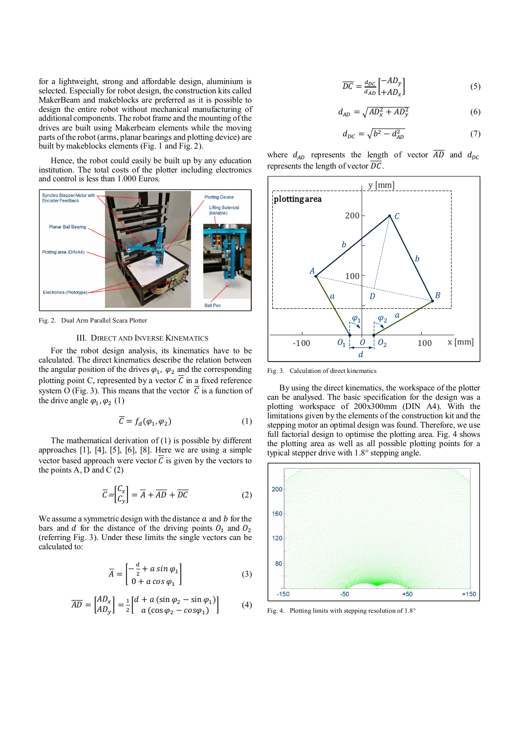for a lightweight, strong and affordable design, aluminium is selected. Especially for robot design, the construction kits called MakerBeam and makeblocks are preferred as it is possible to design the entire robot without mechanical manufacturing of additional components. The robot frame and the mounting of the drives are built using Makerbeam elements while the moving parts of the robot (arms, planar bearings and plotting device) are built by makeblocks elements (Fig. 1 and Fig. 2).

Hence, the robot could easily be built up by any education institution. The total costs of the plotter including electronics and control is less than 1.000 Euros.

Fig. 2. Dual Arm Parallel Scara Plotter

## III. Direct and Inverse Kinematics

For the robot design analysis, its kinematics have to be calculated. The direct kinematics describe the relation between the angular position of the drives $\varphi_1$, $\varphi_2$ and the corresponding plotting point C, represented by a vector $\overline{C}$ in a fixed reference system O (Fig. 3). This means that the vector $\overline{C}$ is a function of the drive angle $\varphi_1, \varphi_2$ (1)

$$\overline{C} = f_d(\varphi_1, \varphi_2) \tag{1}$$

The mathematical derivation of (1) is possible by different approaches [1], [4], [5], [6], [8]. Here we are using a simple vector based approach were vector $\overline{C}$ is given by the vectors to the points A, D and C (2)

$$\overline{C} = \begin{bmatrix} C_x \\ C_y \end{bmatrix} = \overline{A} + \overline{AD} + \overline{DC} \tag{2}$$

We assume a symmetric design with the distance $a$ and $b$ for the bars and $d$ for the distance of the driving points $O_1$ and $O_2$ (referring Fig. 3). Under these limits the single vectors can be calculated to:

$$\overline{A} = \begin{bmatrix} -\frac{d}{2} + a \sin \varphi_1 \\ 0 + a \cos \varphi_1 \end{bmatrix} \tag{3}$$

$$\overline{AD} = \begin{bmatrix} AD_x \\ AD_y \end{bmatrix} = \frac{1}{2} \begin{bmatrix} d + a\,(\sin \varphi_2 - \sin \varphi_1) \\ a\,(\cos \varphi_2 - \cos \varphi_1) \end{bmatrix} \tag{4}$$

$$\overline{DC} = \frac{d_{DC}}{d_{AD}} \begin{bmatrix} -AD_y \\ +AD_x \end{bmatrix} \tag{5}$$

$$d_{AD} = \sqrt{AD_x^2 + AD_y^2} \tag{6}$$

$$d_{DC} = \sqrt{b^2 - d_{AD}^2} \tag{7}$$

where $d_{AD}$ represents the length of vector $\overline{AD}$ and $d_{DC}$ represents the length of vector $\overline{DC}$.

Fig. 3. Calculation of direct kinematics

By using the direct kinematics, the workspace of the plotter can be analysed. The basic specification for the design was a plotting workspace of 200x300mm (DIN A4). With the limitations given by the elements of the construction kit and the stepping motor an optimal design was found. Therefore, we use full factorial design to optimise the plotting area. Fig. 4 shows the plotting area as well as all possible plotting points for a typical stepper drive with 1.8° stepping angle.

Fig. 4. Plotting limits with stepping resolution of 1.8°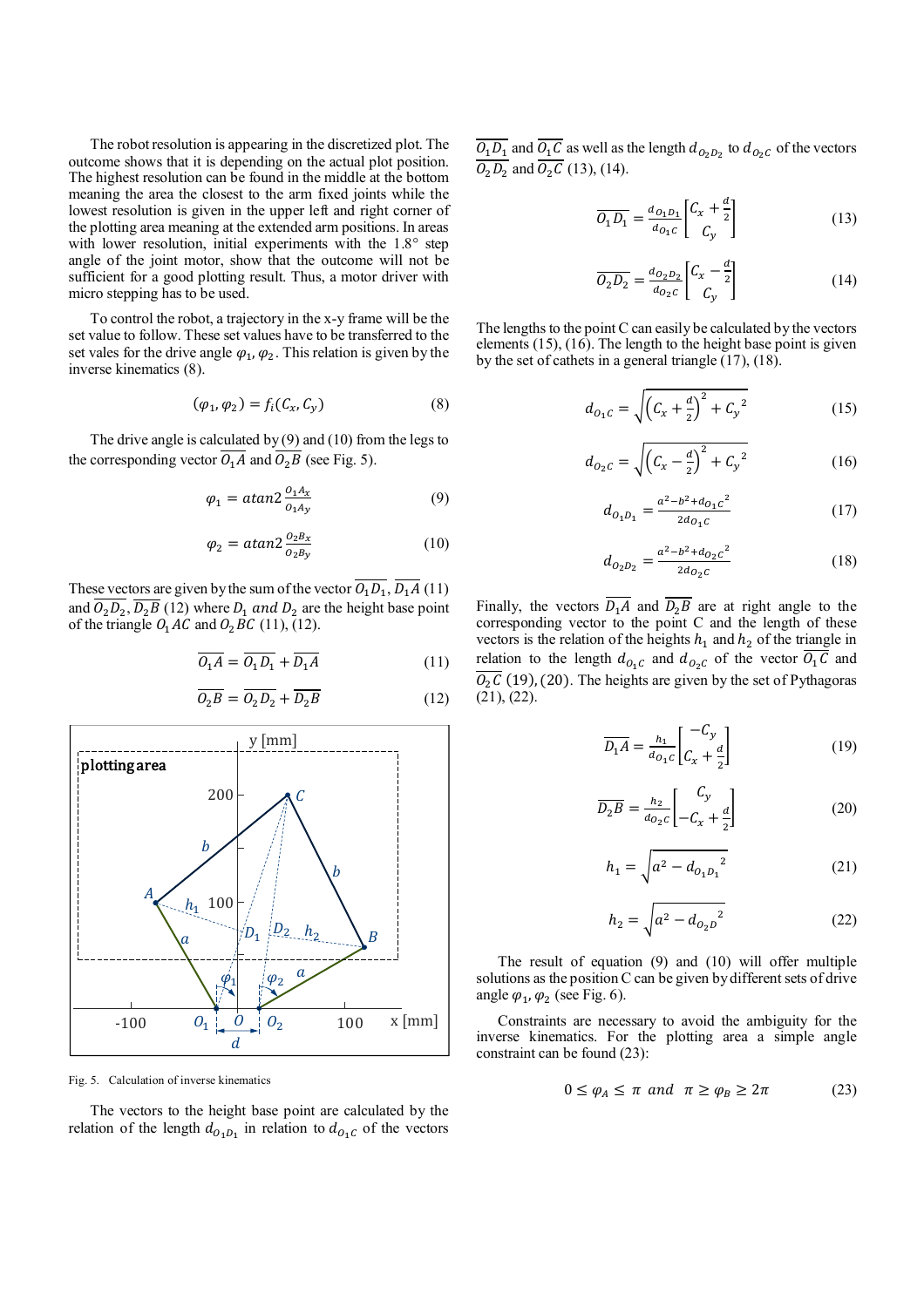The robot resolution is appearing in the discretized plot. The outcome shows that it is depending on the actual plot position. The highest resolution can be found in the middle at the bottom meaning the area the closest to the arm fixed joints while the lowest resolution is given in the upper left and right corner of the plotting area meaning at the extended arm positions. In areas with lower resolution, initial experiments with the 1.8° step angle of the joint motor, show that the outcome will not be sufficient for a good plotting result. Thus, a motor driver with micro stepping has to be used.

To control the robot, a trajectory in the x-y frame will be the set value to follow. These set values have to be transferred to the set vales for the drive angle $\varphi_1, \varphi_2$. This relation is given by the inverse kinematics (8).

$$(\varphi_1, \varphi_2) = f_i(C_x, C_y) \tag{8}$$

The drive angle is calculated by (9) and (10) from the legs to the corresponding vector $\overline{O_1A}$ and $\overline{O_2B}$ (see Fig. 5).

$$\varphi_1 = atan2 \frac{O_1A_x}{O_1A_y} \tag{9}$$

$$\varphi_2 = atan2 \frac{O_2B_x}{O_2B_y} \tag{10}$$

These vectors are given by the sum of the vector $\overline{O_1D_1}$, $\overline{D_1A}$ (11) and $\overline{O_2D_2}$, $\overline{D_2B}$ (12) where $D_1$ *and* $D_2$ are the height base point of the triangle $O_1AC$ and $O_2BC$ (11), (12).

$$\overline{O_1A} = \overline{O_1D_1} + \overline{D_1A} \tag{11}$$

$$\overline{O_2B} = \overline{O_2D_2} + \overline{D_2B} \tag{12}$$

Fig. 5. Calculation of inverse kinematics

The vectors to the height base point are calculated by the relation of the length $d_{O_1D_1}$ in relation to $d_{O_1C}$ of the vectors $\overline{O_1D_1}$ and $\overline{O_1C}$ as well as the length $d_{O_2D_2}$ to $d_{O_2C}$ of the vectors $\overline{O_2D_2}$ and $\overline{O_2C}$ (13), (14).

$$\overline{O_1D_1} = \frac{d_{O_1D_1}}{d_{O_1C}} \begin{bmatrix} C_x + \frac{d}{2} \\ C_y \end{bmatrix} \tag{13}$$

$$\overline{O_2D_2} = \frac{d_{O_2D_2}}{d_{O_2C}} \begin{bmatrix} C_x - \frac{d}{2} \\ C_y \end{bmatrix} \tag{14}$$

The lengths to the point C can easily be calculated by the vectors elements (15), (16). The length to the height base point is given by the set of cathets in a general triangle (17), (18).

$$d_{O_1C} = \sqrt{\left(C_x + \frac{d}{2}\right)^2 + {C_y}^2} \tag{15}$$

$$d_{O_2C} = \sqrt{\left(C_x - \frac{d}{2}\right)^2 + {C_y}^2} \tag{16}$$

$$d_{O_1D_1} = \frac{a^2 - b^2 + {d_{O_1C}}^2}{2d_{O_1C}} \tag{17}$$

$$d_{O_2D_2} = \frac{a^2 - b^2 + {d_{O_2C}}^2}{2d_{O_2C}} \tag{18}$$

Finally, the vectors $\overline{D_1A}$ and $\overline{D_2B}$ are at right angle to the corresponding vector to the point C and the length of these vectors is the relation of the heights $h_1$ and $h_2$ of the triangle in relation to the length $d_{O_1C}$ and $d_{O_2C}$ of the vector $\overline{O_1C}$ and $\overline{O_2C}$ (19), (20). The heights are given by the set of Pythagoras (21), (22).

$$\overline{D_1A} = \frac{h_1}{d_{O_1C}} \begin{bmatrix} -C_y \\ C_x + \frac{d}{2} \end{bmatrix} \tag{19}$$

$$\overline{D_2B} = \frac{h_2}{d_{O_2C}} \begin{bmatrix} C_y \\ -C_x + \frac{d}{2} \end{bmatrix} \tag{20}$$

$$h_1 = \sqrt{a^2 - {d_{O_1D_1}}^2} \tag{21}$$

$$h_2 = \sqrt{a^2 - {d_{O_2D}}^2} \tag{22}$$

The result of equation (9) and (10) will offer multiple solutions as the position C can be given by different sets of drive angle $\varphi_1, \varphi_2$ (see Fig. 6).

Constraints are necessary to avoid the ambiguity for the inverse kinematics. For the plotting area a simple angle constraint can be found (23):

$$0 \leq \varphi_A \leq \pi \text{ and } \pi \geq \varphi_B \geq 2\pi \tag{23}$$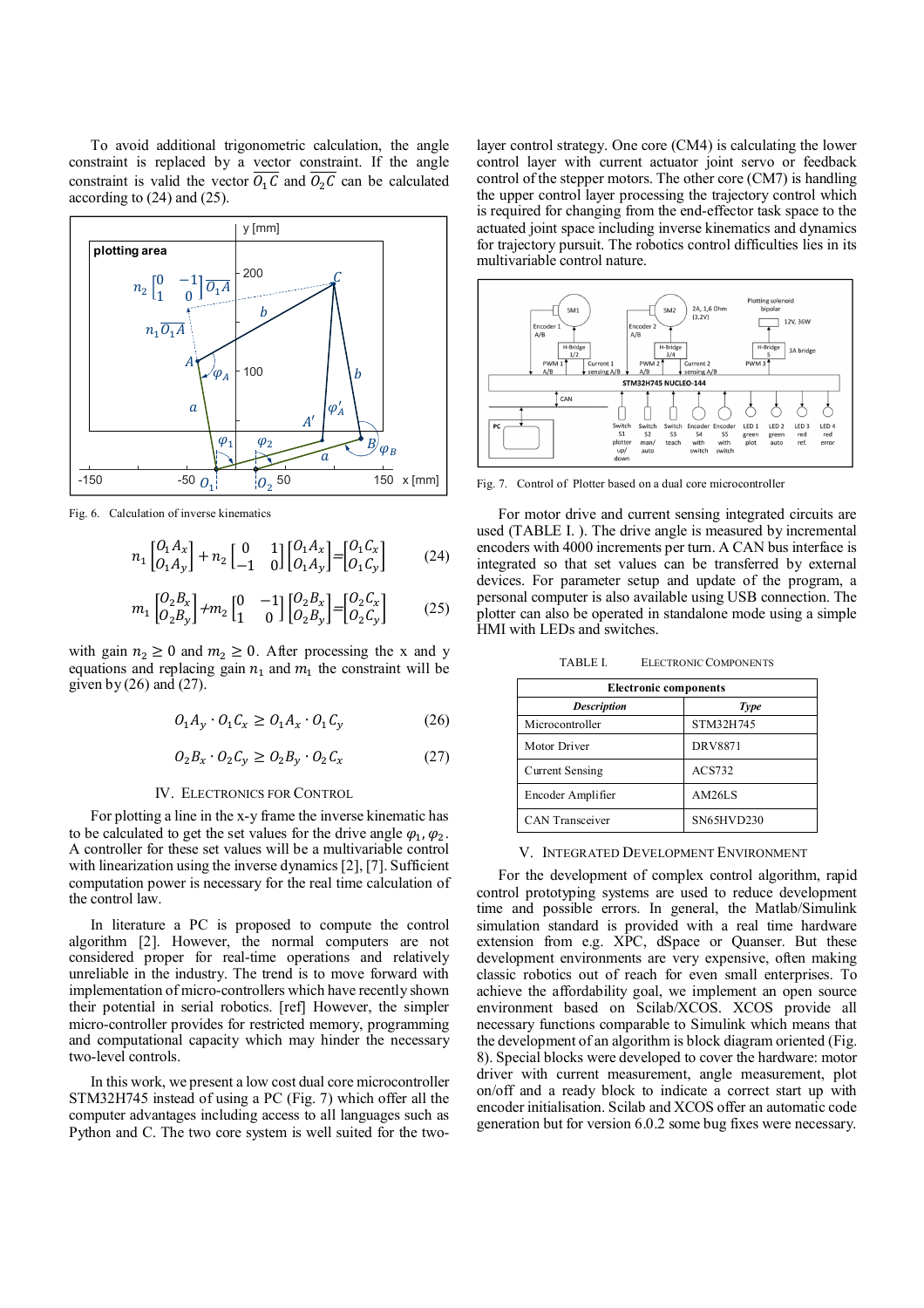To avoid additional trigonometric calculation, the angle constraint is replaced by a vector constraint. If the angle constraint is valid the vector $\overline{O_1 C}$ and $\overline{O_2 C}$ can be calculated according to (24) and (25).

Fig. 6. Calculation of inverse kinematics

$$n_1 \begin{bmatrix} O_1 A_x \\ O_1 A_y \end{bmatrix} + n_2 \begin{bmatrix} 0 & 1 \\ -1 & 0 \end{bmatrix} \begin{bmatrix} O_1 A_x \\ O_1 A_y \end{bmatrix} = \begin{bmatrix} O_1 C_x \\ O_1 C_y \end{bmatrix} \tag{24}$$

$$m_1 \begin{bmatrix} O_2 B_x \\ O_2 B_y \end{bmatrix} + m_2 \begin{bmatrix} 0 & -1 \\ 1 & 0 \end{bmatrix} \begin{bmatrix} O_2 B_x \\ O_2 B_y \end{bmatrix} = \begin{bmatrix} O_2 C_x \\ O_2 C_y \end{bmatrix} \tag{25}$$

with gain $n_2 \geq 0$ and $m_2 \geq 0$. After processing the x and y equations and replacing gain $n_1$ and $m_1$ the constraint will be given by (26) and (27).

$$O_1 A_y \cdot O_1 C_x \geq O_1 A_x \cdot O_1 C_y \tag{26}$$

$$O_2 B_x \cdot O_2 C_y \geq O_2 B_y \cdot O_2 C_x \tag{27}$$

## IV. Electronics for Control

For plotting a line in the x-y frame the inverse kinematic has to be calculated to get the set values for the drive angle $\varphi_1, \varphi_2$. A controller for these set values will be a multivariable control with linearization using the inverse dynamics [2], [7]. Sufficient computation power is necessary for the real time calculation of the control law.

In literature a PC is proposed to compute the control algorithm [2]. However, the normal computers are not considered proper for real-time operations and relatively unreliable in the industry. The trend is to move forward with implementation of micro-controllers which have recently shown their potential in serial robotics. [ref] However, the simpler micro-controller provides for restricted memory, programming and computational capacity which may hinder the necessary two-level controls.

In this work, we present a low cost dual core microcontroller STM32H745 instead of using a PC (Fig. 7) which offer all the computer advantages including access to all languages such as Python and C. The two core system is well suited for the two-layer control strategy. One core (CM4) is calculating the lower control layer with current actuator joint servo or feedback control of the stepper motors. The other core (CM7) is handling the upper control layer processing the trajectory control which is required for changing from the end-effector task space to the actuated joint space including inverse kinematics and dynamics for trajectory pursuit. The robotics control difficulties lies in its multivariable control nature.

Fig. 7. Control of Plotter based on a dual core microcontroller

For motor drive and current sensing integrated circuits are used (TABLE I. ). The drive angle is measured by incremental encoders with 4000 increments per turn. A CAN bus interface is integrated so that set values can be transferred by external devices. For parameter setup and update of the program, a personal computer is also available using USB connection. The plotter can also be operated in standalone mode using a simple HMI with LEDs and switches.

TABLE I. Electronic Components

| Electronic components | |
|---|---|
| ***Description*** | ***Type*** |
| Microcontroller | STM32H745 |
| Motor Driver | DRV8871 |
| Current Sensing | ACS732 |
| Encoder Amplifier | AM26LS |
| CAN Transceiver | SN65HVD230 |

## V. Integrated Development Environment

For the development of complex control algorithm, rapid control prototyping systems are used to reduce development time and possible errors. In general, the Matlab/Simulink simulation standard is provided with a real time hardware extension from e.g. XPC, dSpace or Quanser. But these development environments are very expensive, often making classic robotics out of reach for even small enterprises. To achieve the affordability goal, we implement an open source environment based on Scilab/XCOS. XCOS provide all necessary functions comparable to Simulink which means that the development of an algorithm is block diagram oriented (Fig. 8). Special blocks were developed to cover the hardware: motor driver with current measurement, angle measurement, plot on/off and a ready block to indicate a correct start up with encoder initialisation. Scilab and XCOS offer an automatic code generation but for version 6.0.2 some bug fixes were necessary.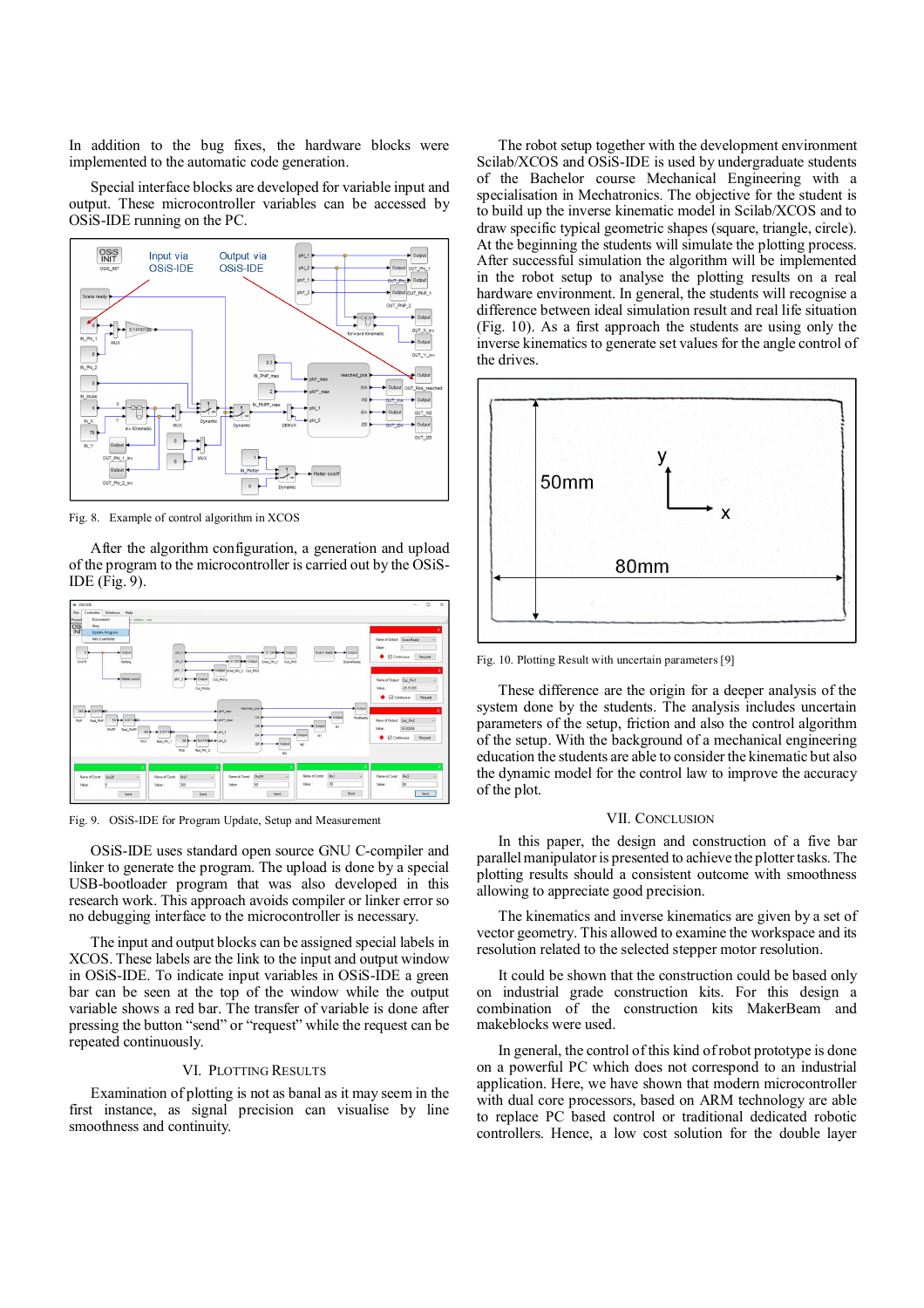In addition to the bug fixes, the hardware blocks were implemented to the automatic code generation.

Special interface blocks are developed for variable input and output. These microcontroller variables can be accessed by OSiS-IDE running on the PC.

Fig. 8. Example of control algorithm in XCOS

After the algorithm configuration, a generation and upload of the program to the microcontroller is carried out by the OSiS-IDE (Fig. 9).

Fig. 9. OSiS-IDE for Program Update, Setup and Measurement

OSiS-IDE uses standard open source GNU C-compiler and linker to generate the program. The upload is done by a special USB-bootloader program that was also developed in this research work. This approach avoids compiler or linker error so no debugging interface to the microcontroller is necessary.

The input and output blocks can be assigned special labels in XCOS. These labels are the link to the input and output window in OSiS-IDE. To indicate input variables in OSiS-IDE a green bar can be seen at the top of the window while the output variable shows a red bar. The transfer of variable is done after pressing the button "send" or "request" while the request can be repeated continuously.

## VI. Plotting Results

Examination of plotting is not as banal as it may seem in the first instance, as signal precision can visualise by line smoothness and continuity.

The robot setup together with the development environment Scilab/XCOS and OSiS-IDE is used by undergraduate students of the Bachelor course Mechanical Engineering with a specialisation in Mechatronics. The objective for the student is to build up the inverse kinematic model in Scilab/XCOS and to draw specific typical geometric shapes (square, triangle, circle). At the beginning the students will simulate the plotting process. After successful simulation the algorithm will be implemented in the robot setup to analyse the plotting results on a real hardware environment. In general, the students will recognise a difference between ideal simulation result and real life situation (Fig. 10). As a first approach the students are using only the inverse kinematics to generate set values for the angle control of the drives.

Fig. 10. Plotting Result with uncertain parameters [9]

These difference are the origin for a deeper analysis of the system done by the students. The analysis includes uncertain parameters of the setup, friction and also the control algorithm of the setup. With the background of a mechanical engineering education the students are able to consider the kinematic but also the dynamic model for the control law to improve the accuracy of the plot.

## VII. Conclusion

In this paper, the design and construction of a five bar parallel manipulator is presented to achieve the plotter tasks. The plotting results should a consistent outcome with smoothness allowing to appreciate good precision.

The kinematics and inverse kinematics are given by a set of vector geometry. This allowed to examine the workspace and its resolution related to the selected stepper motor resolution.

It could be shown that the construction could be based only on industrial grade construction kits. For this design a combination of the construction kits MakerBeam and makeblocks were used.

In general, the control of this kind of robot prototype is done on a powerful PC which does not correspond to an industrial application. Here, we have shown that modern microcontroller with dual core processors, based on ARM technology are able to replace PC based control or traditional dedicated robotic controllers. Hence, a low cost solution for the double layer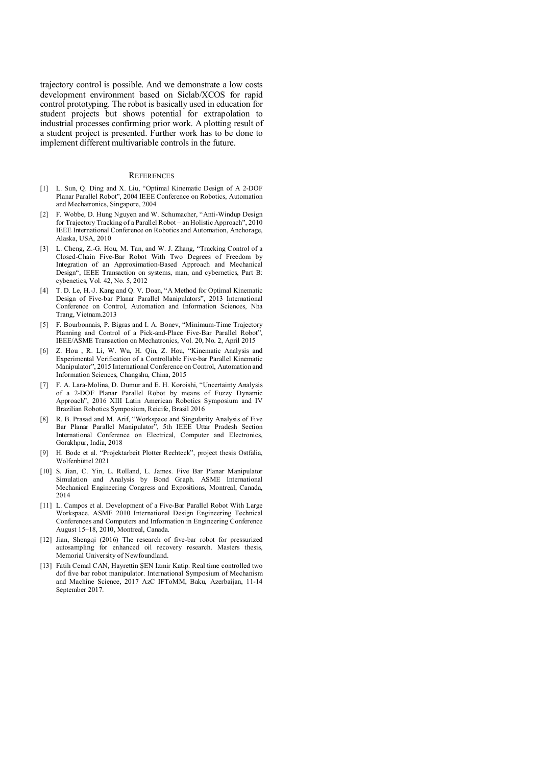trajectory control is possible. And we demonstrate a low costs development environment based on Siclab/XCOS for rapid control prototyping. The robot is basically used in education for student projects but shows potential for extrapolation to industrial processes confirming prior work. A plotting result of a student project is presented. Further work has to be done to implement different multivariable controls in the future.

## References

[1] L. Sun, Q. Ding and X. Liu, "Optimal Kinematic Design of A 2-DOF Planar Parallel Robot", 2004 IEEE Conference on Robotics, Automation and Mechatronics, Singapore, 2004

[2] F. Wobbe, D. Hung Nguyen and W. Schumacher, "Anti-Windup Design for Trajectory Tracking of a Parallel Robot – an Holistic Approach", 2010 IEEE International Conference on Robotics and Automation, Anchorage, Alaska, USA, 2010

[3] L. Cheng, Z.-G. Hou, M. Tan, and W. J. Zhang, "Tracking Control of a Closed-Chain Five-Bar Robot With Two Degrees of Freedom by Integration of an Approximation-Based Approach and Mechanical Design", IEEE Transaction on systems, man, and cybernetics, Part B: cybenetics, Vol. 42, No. 5, 2012

[4] T. D. Le, H.-J. Kang and Q. V. Doan, "A Method for Optimal Kinematic Design of Five-bar Planar Parallel Manipulators", 2013 International Conference on Control, Automation and Information Sciences, Nha Trang, Vietnam.2013

[5] F. Bourbonnais, P. Bigras and I. A. Bonev, "Minimum-Time Trajectory Planning and Control of a Pick-and-Place Five-Bar Parallel Robot", IEEE/ASME Transaction on Mechatronics, Vol. 20, No. 2, April 2015

[6] Z. Hou , R. Li, W. Wu, H. Qin, Z. Hou, "Kinematic Analysis and Experimental Verification of a Controllable Five-bar Parallel Kinematic Manipulator", 2015 International Conference on Control, Automation and Information Sciences, Changshu, China, 2015

[7] F. A. Lara-Molina, D. Dumur and E. H. Koroishi, "Uncertainty Analysis of a 2-DOF Planar Parallel Robot by means of Fuzzy Dynamic Approach", 2016 XIII Latin American Robotics Symposium and IV Brazilian Robotics Symposium, Reicife, Brasil 2016

[8] R. B. Prasad and M. Arif, "Workspace and Singularity Analysis of Five Bar Planar Parallel Manipulator", 5th IEEE Uttar Pradesh Section International Conference on Electrical, Computer and Electronics, Gorakhpur, India, 2018

[9] H. Bode et al. "Projektarbeit Plotter Rechteck", project thesis Ostfalia, Wolfenbüttel 2021

[10] S. Jian, C. Yin, L. Rolland, L. James. Five Bar Planar Manipulator Simulation and Analysis by Bond Graph. ASME International Mechanical Engineering Congress and Expositions, Montreal, Canada, 2014

[11] L. Campos et al. Development of a Five-Bar Parallel Robot With Large Workspace. ASME 2010 International Design Engineering Technical Conferences and Computers and Information in Engineering Conference August 15–18, 2010, Montreal, Canada.

[12] Jian, Shengqi (2016) The research of five-bar robot for pressurized autosampling for enhanced oil recovery research. Masters thesis, Memorial University of Newfoundland.

[13] Fatih Cemal CAN, Hayrettin ŞEN Izmir Katip. Real time controlled two dof five bar robot manipulator. International Symposium of Mechanism and Machine Science, 2017 AzC IFToMM, Baku, Azerbaijan, 11-14 September 2017.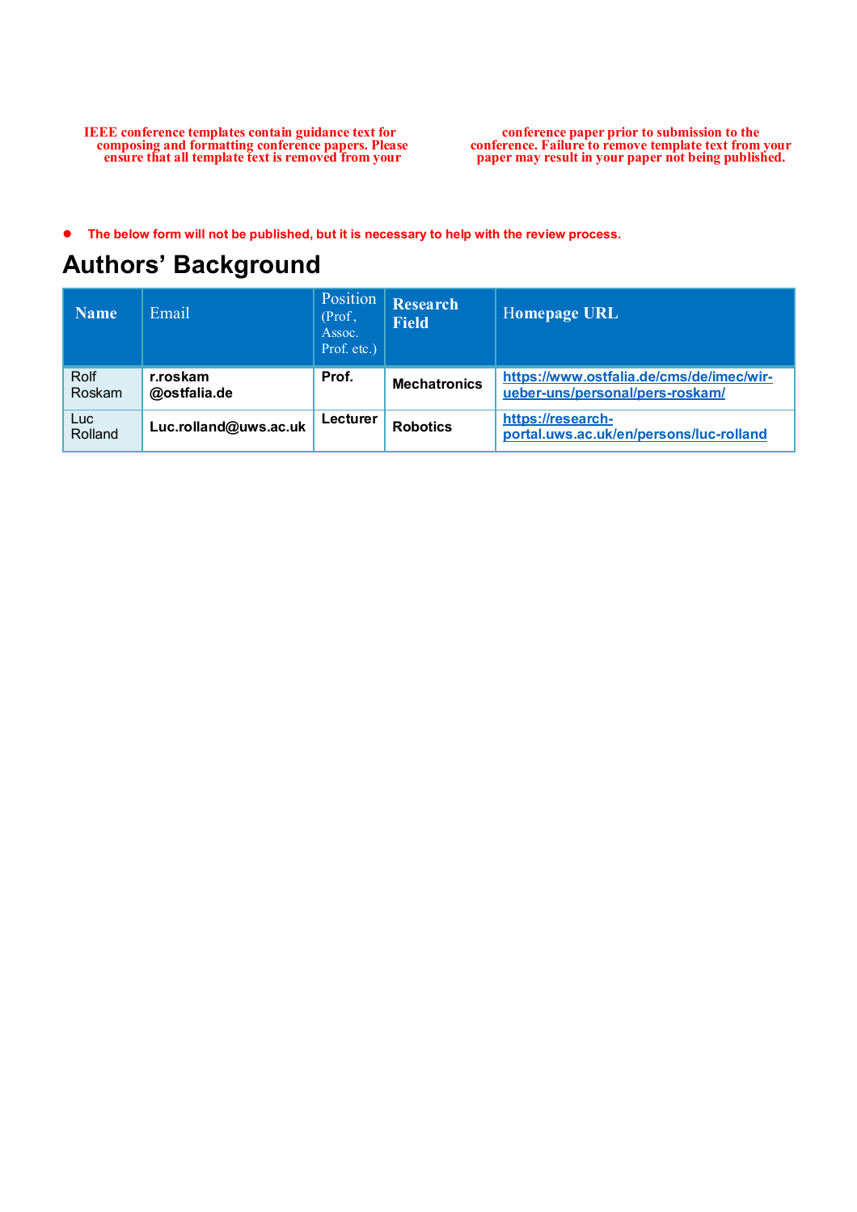IEEE conference templates contain guidance text for composing and formatting conference papers. Please ensure that all template text is removed from your conference paper prior to submission to the conference. Failure to remove template text from your paper may result in your paper not being published.

- **The below form will not be published, but it is necessary to help with the review process.**

# Authors' Background

| Name | Email | Position (Prof , Assoc. Prof. etc.) | Research Field | Homepage URL |
|---|---|---|---|---|
| Rolf Roskam | **r.roskam @ostfalia.de** | **Prof.** | **Mechatronics** | **https://www.ostfalia.de/cms/de/imec/wir-ueber-uns/personal/pers-roskam/** |
| Luc Rolland | **Luc.rolland@uws.ac.uk** | **Lecturer** | **Robotics** | **https://research-portal.uws.ac.uk/en/persons/luc-rolland** |